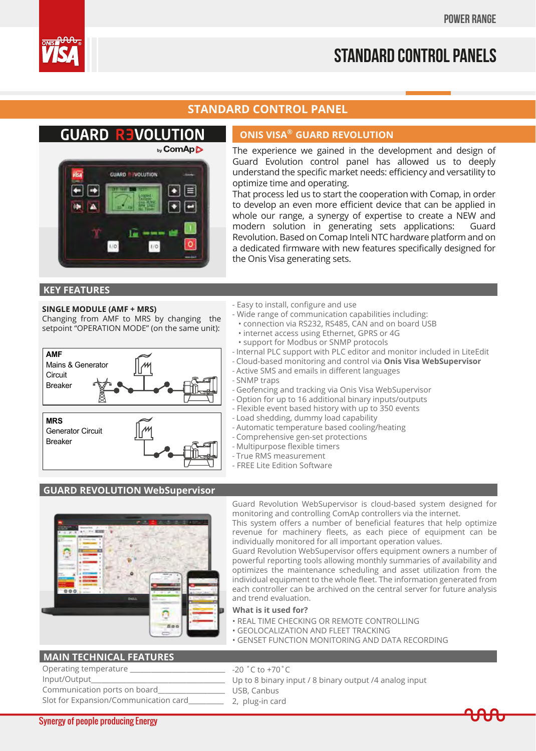# STANDARD CONTROL PANELS

## STANDARD CONTROL PANEL

### ONIS VISA® GUARD REVOLUTION

The experience we gained in the development and design of Guard Evolution control panel has allowed us to deeply understand the specific market needs: efficiency and versatility to optimize time and operating.
That process led us to start the cooperation with Comap, in order to develop an even more efficient device that can be applied in whole our range, a synergy of expertise to create a NEW and modern solution in generating sets applications: Guard Revolution. Based on Comap Inteli NTC hardware platform and on a dedicated firmware with new features specifically designed for the Onis Visa generating sets.

## KEY FEATURES

**SINGLE MODULE (AMF + MRS)**
Changing from AMF to MRS by changing the setpoint "OPERATION MODE" (on the same unit):

**AMF**
Mains & Generator Circuit Breaker

**MRS**
Generator Circuit Breaker

- Easy to install, configure and use
- Wide range of communication capabilities including:
  - connection via RS232, RS485, CAN and on board USB
  - internet access using Ethernet, GPRS or 4G
  - support for Modbus or SNMP protocols
- Internal PLC support with PLC editor and monitor included in LiteEdit
- Cloud-based monitoring and control via **Onis Visa WebSupervisor**
- Active SMS and emails in different languages
- SNMP traps
- Geofencing and tracking via Onis Visa WebSupervisor
- Option for up to 16 additional binary inputs/outputs
- Flexible event based history with up to 350 events
- Load shedding, dummy load capability
- Automatic temperature based cooling/heating
- Comprehensive gen-set protections
- Multipurpose flexible timers
- True RMS measurement
- FREE Lite Edition Software

## GUARD REVOLUTION WebSupervisor

Guard Revolution WebSupervisor is cloud-based system designed for monitoring and controlling ComAp controllers via the internet.
This system offers a number of beneficial features that help optimize revenue for machinery fleets, as each piece of equipment can be individually monitored for all important operation values.
Guard Revolution WebSupervisor offers equipment owners a number of powerful reporting tools allowing monthly summaries of availability and optimizes the maintenance scheduling and asset utilization from the individual equipment to the whole fleet. The information generated from each controller can be archived on the central server for future analysis and trend evaluation.

**What is it used for?**

- REAL TIME CHECKING OR REMOTE CONTROLLING
- GEOLOCALIZATION AND FLEET TRACKING
- GENSET FUNCTION MONITORING AND DATA RECORDING

## MAIN TECHNICAL FEATURES

| Feature | Value |
|---|---|
| Operating temperature | -20 ˚C to +70˚C |
| Input/Output | Up to 8 binary input / 8 binary output /4 analog input |
| Communication ports on board | USB, Canbus |
| Slot for Expansion/Communication card | 2, plug-in card |

Synergy of people producing Energy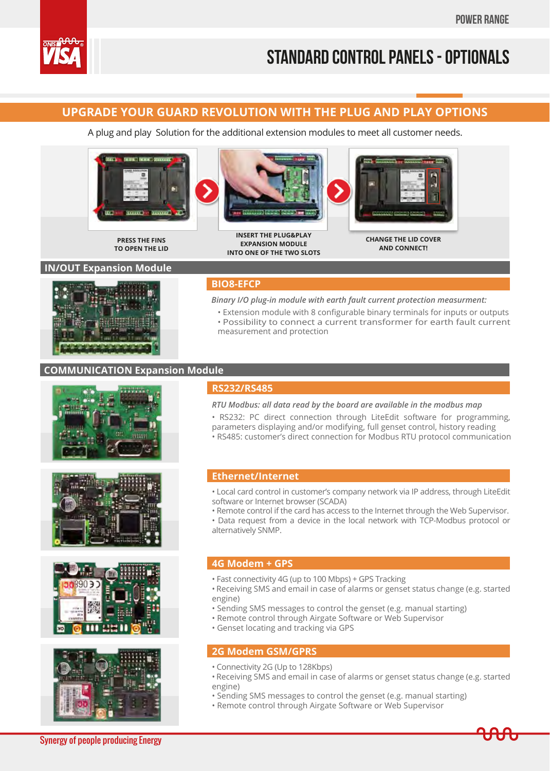# STANDARD CONTROL PANELS - OPTIONALS

## UPGRADE YOUR GUARD REVOLUTION WITH THE PLUG AND PLAY OPTIONS

A plug and play Solution for the additional extension modules to meet all customer needs.

**PRESS THE FINS TO OPEN THE LID**

**INSERT THE PLUG&PLAY EXPANSION MODULE INTO ONE OF THE TWO SLOTS**

**CHANGE THE LID COVER AND CONNECT!**

## IN/OUT Expansion Module

### BIO8-EFCP

*Binary I/O plug-in module with earth fault current protection measurment:*

- Extension module with 8 configurable binary terminals for inputs or outputs
- Possibility to connect a current transformer for earth fault current measurement and protection

## COMMUNICATION Expansion Module

### RS232/RS485

*RTU Modbus: all data read by the board are available in the modbus map*

- RS232: PC direct connection through LiteEdit software for programming, parameters displaying and/or modifying, full genset control, history reading
- RS485: customer's direct connection for Modbus RTU protocol communication

### Ethernet/Internet

- Local card control in customer's company network via IP address, through LiteEdit software or Internet browser (SCADA)
- Remote control if the card has access to the Internet through the Web Supervisor.
- Data request from a device in the local network with TCP-Modbus protocol or alternatively SNMP.

### 4G Modem + GPS

- Fast connectivity 4G (up to 100 Mbps) + GPS Tracking
- Receiving SMS and email in case of alarms or genset status change (e.g. started engine)
- Sending SMS messages to control the genset (e.g. manual starting)
- Remote control through Airgate Software or Web Supervisor
- Genset locating and tracking via GPS

### 2G Modem GSM/GPRS

- Connectivity 2G (Up to 128Kbps)
- Receiving SMS and email in case of alarms or genset status change (e.g. started engine)
- Sending SMS messages to control the genset (e.g. manual starting)
- Remote control through Airgate Software or Web Supervisor